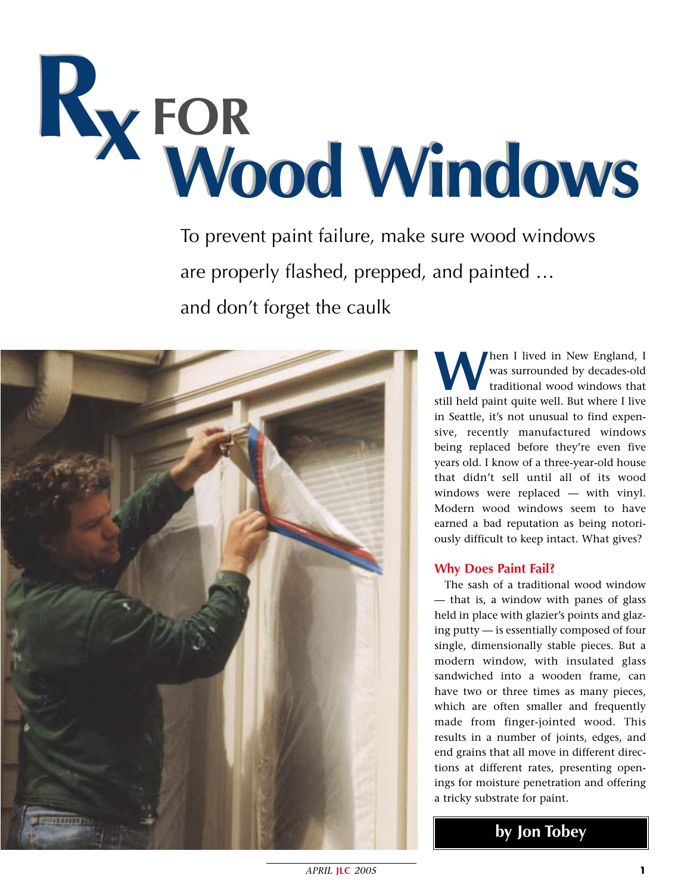# Rx FOR Wood Windows

To prevent paint failure, make sure wood windows are properly flashed, prepped, and painted … and don't forget the caulk

When I lived in New England, I was surrounded by decades-old traditional wood windows that still held paint quite well. But where I live in Seattle, it's not unusual to find expensive, recently manufactured windows being replaced before they're even five years old. I know of a three-year-old house that didn't sell until all of its wood windows were replaced — with vinyl. Modern wood windows seem to have earned a bad reputation as being notoriously difficult to keep intact. What gives?

### Why Does Paint Fail?

The sash of a traditional wood window — that is, a window with panes of glass held in place with glazier's points and glazing putty — is essentially composed of four single, dimensionally stable pieces. But a modern window, with insulated glass sandwiched into a wooden frame, can have two or three times as many pieces, which are often smaller and frequently made from finger-jointed wood. This results in a number of joints, edges, and end grains that all move in different directions at different rates, presenting openings for moisture penetration and offering a tricky substrate for paint.

**by Jon Tobey**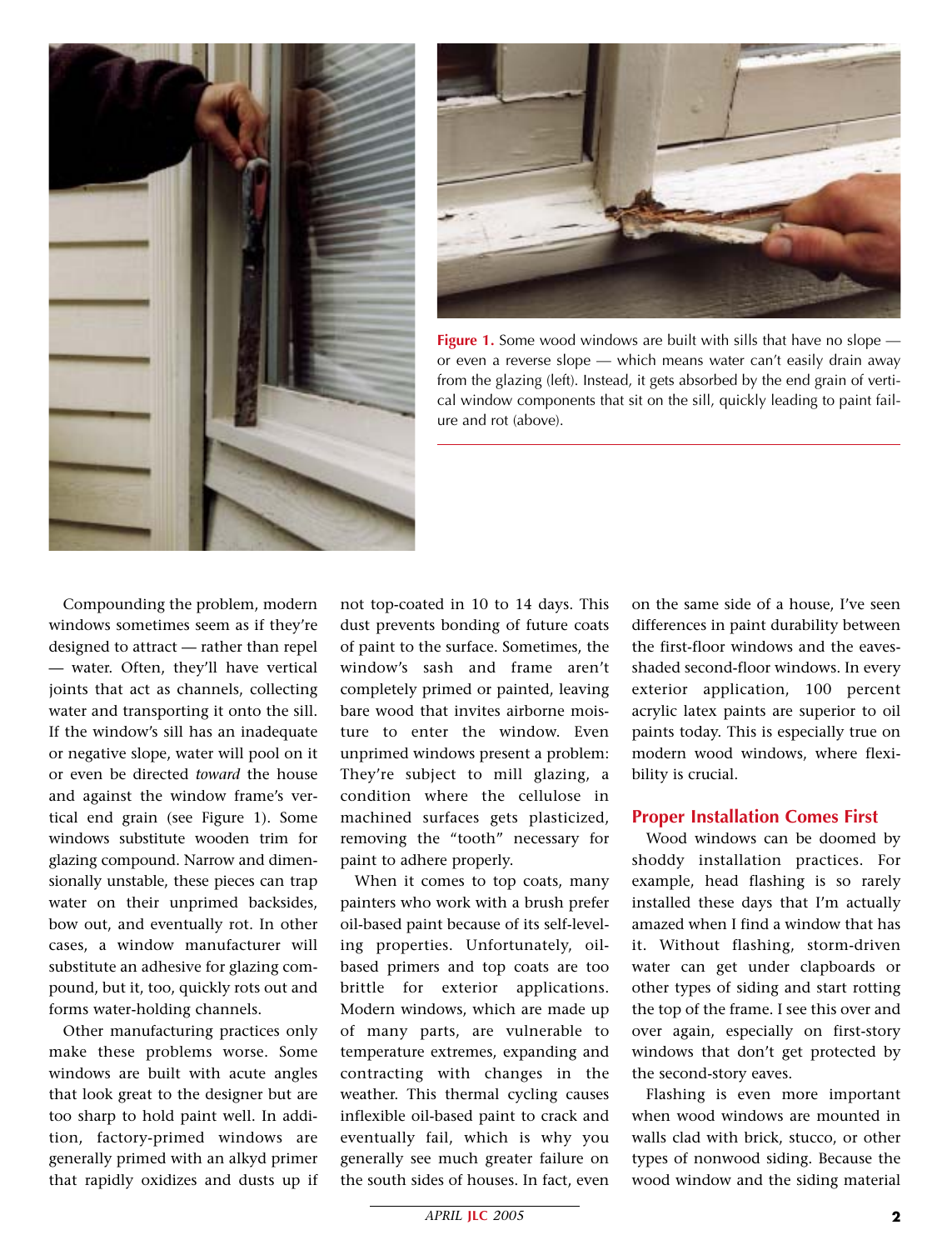**Figure 1.** Some wood windows are built with sills that have no slope — or even a reverse slope — which means water can't easily drain away from the glazing (left). Instead, it gets absorbed by the end grain of vertical window components that sit on the sill, quickly leading to paint failure and rot (above).

Compounding the problem, modern windows sometimes seem as if they're designed to attract — rather than repel — water. Often, they'll have vertical joints that act as channels, collecting water and transporting it onto the sill. If the window's sill has an inadequate or negative slope, water will pool on it or even be directed *toward* the house and against the window frame's vertical end grain (see Figure 1). Some windows substitute wooden trim for glazing compound. Narrow and dimensionally unstable, these pieces can trap water on their unprimed backsides, bow out, and eventually rot. In other cases, a window manufacturer will substitute an adhesive for glazing compound, but it, too, quickly rots out and forms water-holding channels.

Other manufacturing practices only make these problems worse. Some windows are built with acute angles that look great to the designer but are too sharp to hold paint well. In addition, factory-primed windows are generally primed with an alkyd primer that rapidly oxidizes and dusts up if not top-coated in 10 to 14 days. This dust prevents bonding of future coats of paint to the surface. Sometimes, the window's sash and frame aren't completely primed or painted, leaving bare wood that invites airborne moisture to enter the window. Even unprimed windows present a problem: They're subject to mill glazing, a condition where the cellulose in machined surfaces gets plasticized, removing the "tooth" necessary for paint to adhere properly.

When it comes to top coats, many painters who work with a brush prefer oil-based paint because of its self-leveling properties. Unfortunately, oil-based primers and top coats are too brittle for exterior applications. Modern windows, which are made up of many parts, are vulnerable to temperature extremes, expanding and contracting with changes in the weather. This thermal cycling causes inflexible oil-based paint to crack and eventually fail, which is why you generally see much greater failure on the south sides of houses. In fact, even on the same side of a house, I've seen differences in paint durability between the first-floor windows and the eaves-shaded second-floor windows. In every exterior application, 100 percent acrylic latex paints are superior to oil paints today. This is especially true on modern wood windows, where flexibility is crucial.

## Proper Installation Comes First

Wood windows can be doomed by shoddy installation practices. For example, head flashing is so rarely installed these days that I'm actually amazed when I find a window that has it. Without flashing, storm-driven water can get under clapboards or other types of siding and start rotting the top of the frame. I see this over and over again, especially on first-story windows that don't get protected by the second-story eaves.

Flashing is even more important when wood windows are mounted in walls clad with brick, stucco, or other types of nonwood siding. Because the wood window and the siding material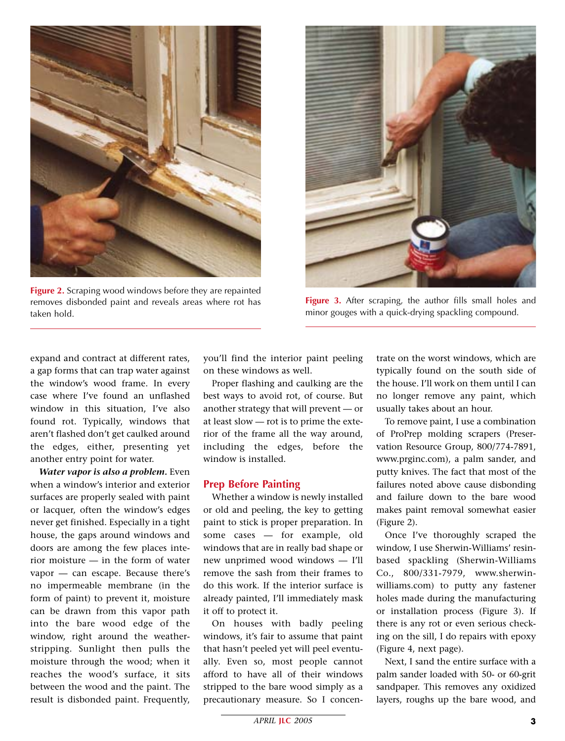**Figure 2.** Scraping wood windows before they are repainted removes disbonded paint and reveals areas where rot has taken hold.

**Figure 3.** After scraping, the author fills small holes and minor gouges with a quick-drying spackling compound.

expand and contract at different rates, a gap forms that can trap water against the window's wood frame. In every case where I've found an unflashed window in this situation, I've also found rot. Typically, windows that aren't flashed don't get caulked around the edges, either, presenting yet another entry point for water.

***Water vapor is also a problem.*** Even when a window's interior and exterior surfaces are properly sealed with paint or lacquer, often the window's edges never get finished. Especially in a tight house, the gaps around windows and doors are among the few places interior moisture — in the form of water vapor — can escape. Because there's no impermeable membrane (in the form of paint) to prevent it, moisture can be drawn from this vapor path into the bare wood edge of the window, right around the weatherstripping. Sunlight then pulls the moisture through the wood; when it reaches the wood's surface, it sits between the wood and the paint. The result is disbonded paint. Frequently, you'll find the interior paint peeling on these windows as well.

Proper flashing and caulking are the best ways to avoid rot, of course. But another strategy that will prevent — or at least slow — rot is to prime the exterior of the frame all the way around, including the edges, before the window is installed.

## Prep Before Painting

Whether a window is newly installed or old and peeling, the key to getting paint to stick is proper preparation. In some cases — for example, old windows that are in really bad shape or new unprimed wood windows — I'll remove the sash from their frames to do this work. If the interior surface is already painted, I'll immediately mask it off to protect it.

On houses with badly peeling windows, it's fair to assume that paint that hasn't peeled yet will peel eventually. Even so, most people cannot afford to have all of their windows stripped to the bare wood simply as a precautionary measure. So I concentrate on the worst windows, which are typically found on the south side of the house. I'll work on them until I can no longer remove any paint, which usually takes about an hour.

To remove paint, I use a combination of ProPrep molding scrapers (Preservation Resource Group, 800/774-7891, www.prginc.com), a palm sander, and putty knives. The fact that most of the failures noted above cause disbonding and failure down to the bare wood makes paint removal somewhat easier (Figure 2).

Once I've thoroughly scraped the window, I use Sherwin-Williams' resin-based spackling (Sherwin-Williams Co., 800/331-7979, www.sherwin-williams.com) to putty any fastener holes made during the manufacturing or installation process (Figure 3). If there is any rot or even serious checking on the sill, I do repairs with epoxy (Figure 4, next page).

Next, I sand the entire surface with a palm sander loaded with 50- or 60-grit sandpaper. This removes any oxidized layers, roughs up the bare wood, and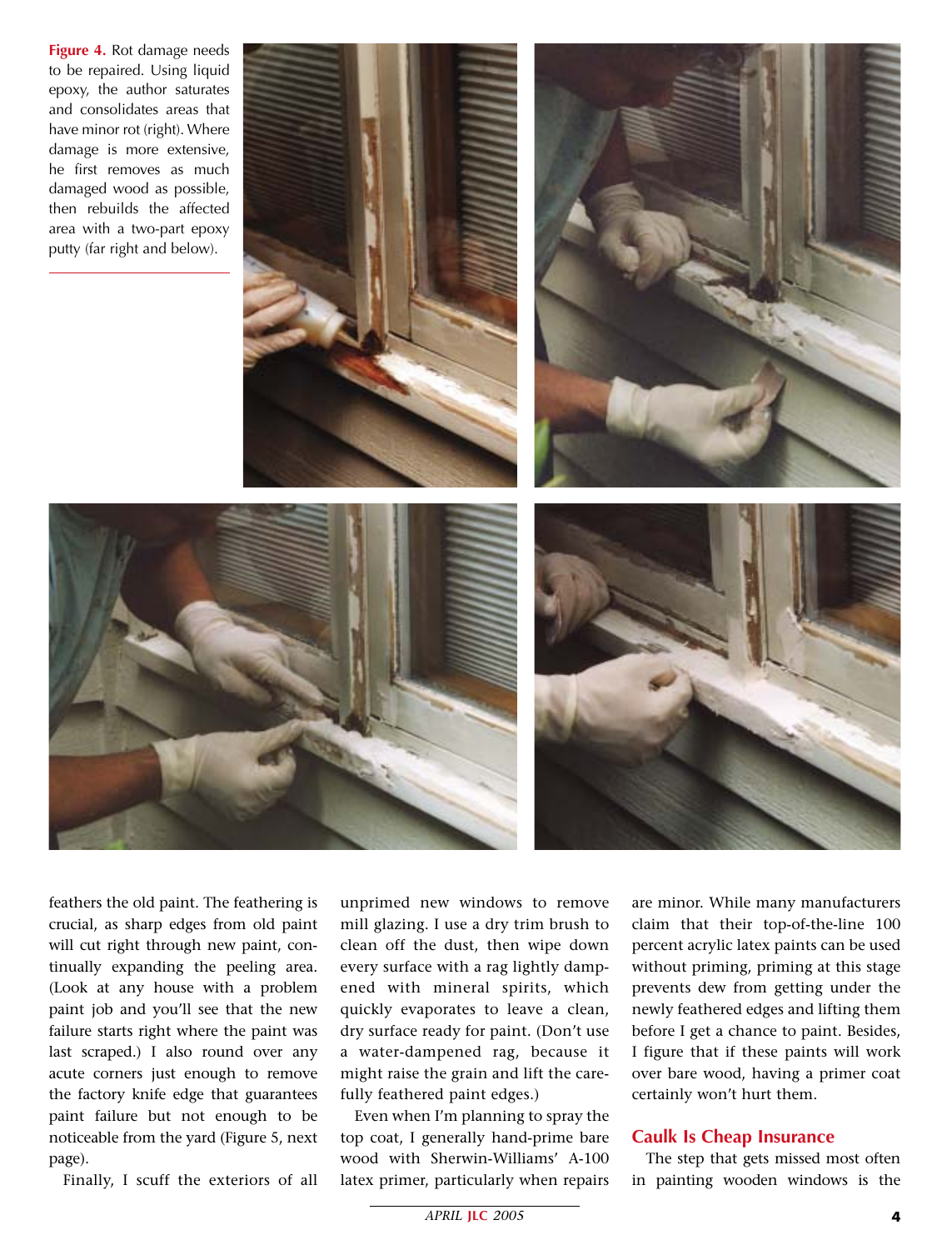**Figure 4.** Rot damage needs to be repaired. Using liquid epoxy, the author saturates and consolidates areas that have minor rot (right). Where damage is more extensive, he first removes as much damaged wood as possible, then rebuilds the affected area with a two-part epoxy putty (far right and below).

feathers the old paint. The feathering is crucial, as sharp edges from old paint will cut right through new paint, continually expanding the peeling area. (Look at any house with a problem paint job and you'll see that the new failure starts right where the paint was last scraped.) I also round over any acute corners just enough to remove the factory knife edge that guarantees paint failure but not enough to be noticeable from the yard (Figure 5, next page).

Finally, I scuff the exteriors of all unprimed new windows to remove mill glazing. I use a dry trim brush to clean off the dust, then wipe down every surface with a rag lightly dampened with mineral spirits, which quickly evaporates to leave a clean, dry surface ready for paint. (Don't use a water-dampened rag, because it might raise the grain and lift the carefully feathered paint edges.)

Even when I'm planning to spray the top coat, I generally hand-prime bare wood with Sherwin-Williams' A-100 latex primer, particularly when repairs are minor. While many manufacturers claim that their top-of-the-line 100 percent acrylic latex paints can be used without priming, priming at this stage prevents dew from getting under the newly feathered edges and lifting them before I get a chance to paint. Besides, I figure that if these paints will work over bare wood, having a primer coat certainly won't hurt them.

## Caulk Is Cheap Insurance

The step that gets missed most often in painting wooden windows is the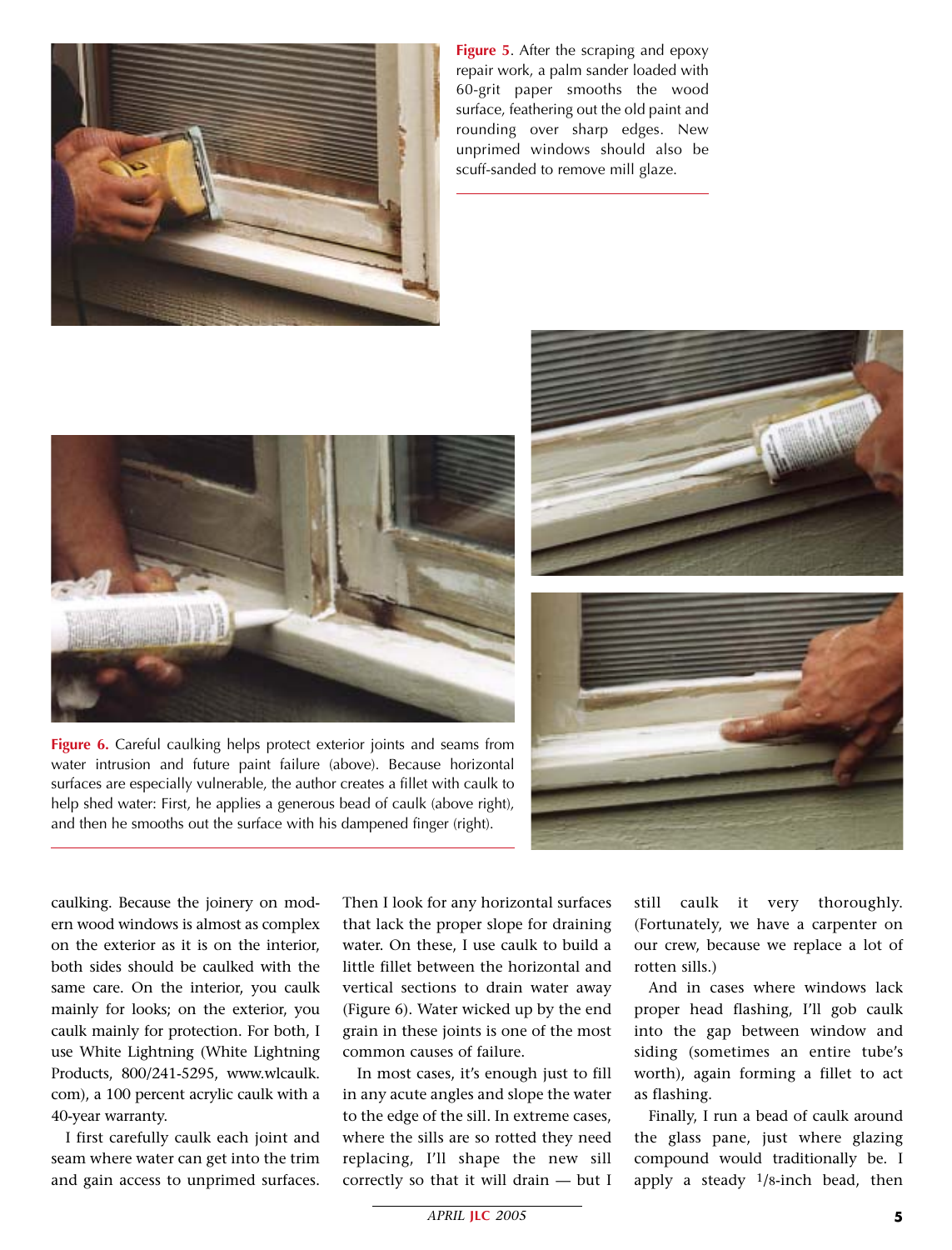**Figure 5**. After the scraping and epoxy repair work, a palm sander loaded with 60-grit paper smooths the wood surface, feathering out the old paint and rounding over sharp edges. New unprimed windows should also be scuff-sanded to remove mill glaze.

**Figure 6.** Careful caulking helps protect exterior joints and seams from water intrusion and future paint failure (above). Because horizontal surfaces are especially vulnerable, the author creates a fillet with caulk to help shed water: First, he applies a generous bead of caulk (above right), and then he smooths out the surface with his dampened finger (right).

caulking. Because the joinery on modern wood windows is almost as complex on the exterior as it is on the interior, both sides should be caulked with the same care. On the interior, you caulk mainly for looks; on the exterior, you caulk mainly for protection. For both, I use White Lightning (White Lightning Products, 800/241-5295, www.wlcaulk.com), a 100 percent acrylic caulk with a 40-year warranty.

I first carefully caulk each joint and seam where water can get into the trim and gain access to unprimed surfaces. Then I look for any horizontal surfaces that lack the proper slope for draining water. On these, I use caulk to build a little fillet between the horizontal and vertical sections to drain water away (Figure 6). Water wicked up by the end grain in these joints is one of the most common causes of failure.

In most cases, it's enough just to fill in any acute angles and slope the water to the edge of the sill. In extreme cases, where the sills are so rotted they need replacing, I'll shape the new sill correctly so that it will drain — but I still caulk it very thoroughly. (Fortunately, we have a carpenter on our crew, because we replace a lot of rotten sills.)

And in cases where windows lack proper head flashing, I'll gob caulk into the gap between window and siding (sometimes an entire tube's worth), again forming a fillet to act as flashing.

Finally, I run a bead of caulk around the glass pane, just where glazing compound would traditionally be. I apply a steady 1/8-inch bead, then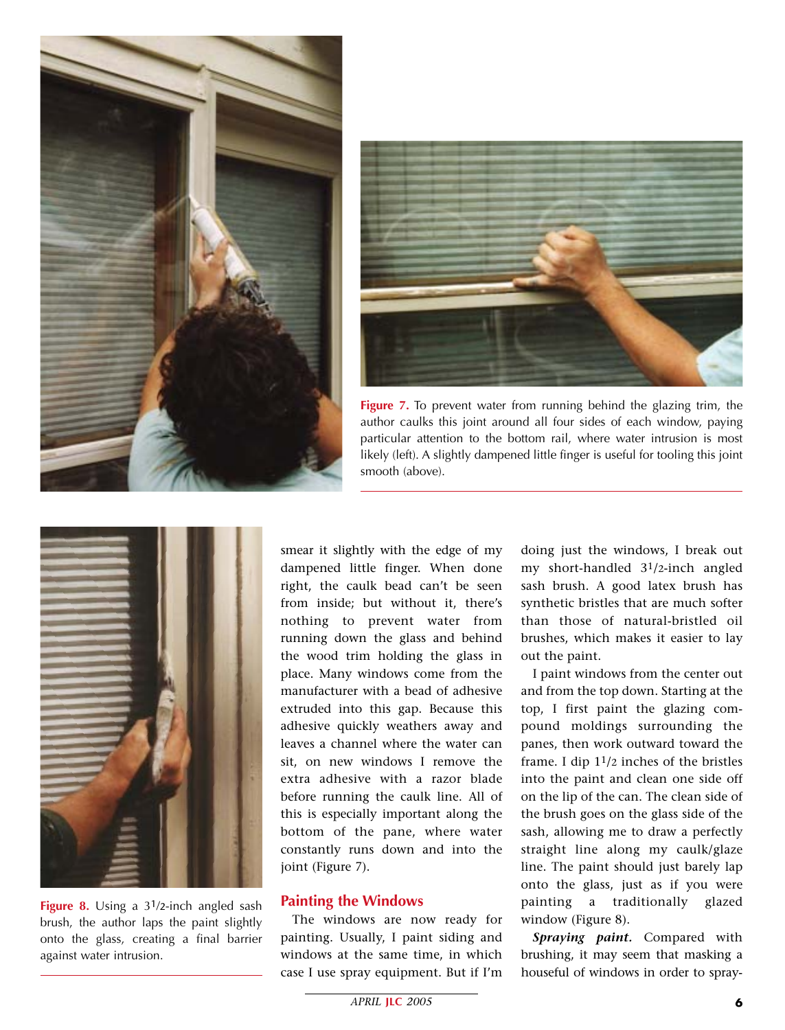Figure 7. To prevent water from running behind the glazing trim, the author caulks this joint around all four sides of each window, paying particular attention to the bottom rail, where water intrusion is most likely (left). A slightly dampened little finger is useful for tooling this joint smooth (above).

Figure 8. Using a 3 1/2-inch angled sash brush, the author laps the paint slightly onto the glass, creating a final barrier against water intrusion.

smear it slightly with the edge of my dampened little finger. When done right, the caulk bead can't be seen from inside; but without it, there's nothing to prevent water from running down the glass and behind the wood trim holding the glass in place. Many windows come from the manufacturer with a bead of adhesive extruded into this gap. Because this adhesive quickly weathers away and leaves a channel where the water can sit, on new windows I remove the extra adhesive with a razor blade before running the caulk line. All of this is especially important along the bottom of the pane, where water constantly runs down and into the joint (Figure 7).

## Painting the Windows

The windows are now ready for painting. Usually, I paint siding and windows at the same time, in which case I use spray equipment. But if I'm doing just the windows, I break out my short-handled 3 1/2-inch angled sash brush. A good latex brush has synthetic bristles that are much softer than those of natural-bristled oil brushes, which makes it easier to lay out the paint.

I paint windows from the center out and from the top down. Starting at the top, I first paint the glazing compound moldings surrounding the panes, then work outward toward the frame. I dip 1 1/2 inches of the bristles into the paint and clean one side off on the lip of the can. The clean side of the brush goes on the glass side of the sash, allowing me to draw a perfectly straight line along my caulk/glaze line. The paint should just barely lap onto the glass, just as if you were painting a traditionally glazed window (Figure 8).

***Spraying paint.*** Compared with brushing, it may seem that masking a houseful of windows in order to spray-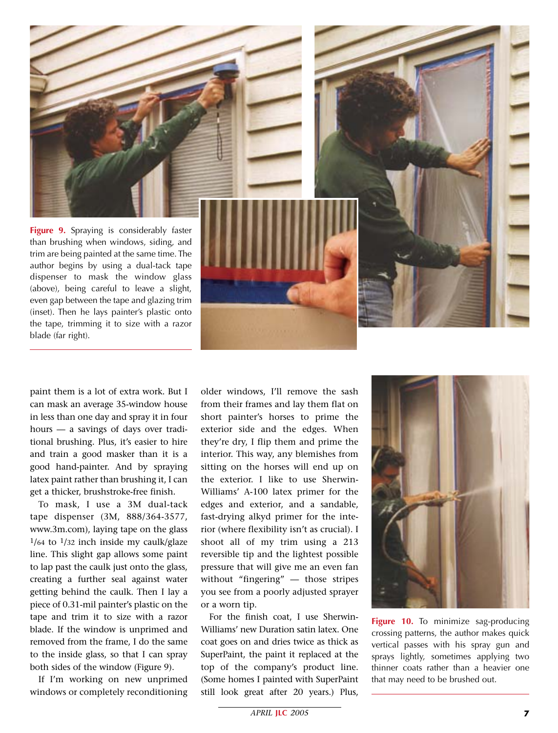**Figure 9.** Spraying is considerably faster than brushing when windows, siding, and trim are being painted at the same time. The author begins by using a dual-tack tape dispenser to mask the window glass (above), being careful to leave a slight, even gap between the tape and glazing trim (inset). Then he lays painter's plastic onto the tape, trimming it to size with a razor blade (far right).

paint them is a lot of extra work. But I can mask an average 35-window house in less than one day and spray it in four hours — a savings of days over traditional brushing. Plus, it's easier to hire and train a good masker than it is a good hand-painter. And by spraying latex paint rather than brushing it, I can get a thicker, brushstroke-free finish.

To mask, I use a 3M dual-tack tape dispenser (3M, 888/364-3577, www.3m.com), laying tape on the glass 1/64 to 1/32 inch inside my caulk/glaze line. This slight gap allows some paint to lap past the caulk just onto the glass, creating a further seal against water getting behind the caulk. Then I lay a piece of 0.31-mil painter's plastic on the tape and trim it to size with a razor blade. If the window is unprimed and removed from the frame, I do the same to the inside glass, so that I can spray both sides of the window (Figure 9).

If I'm working on new unprimed windows or completely reconditioning older windows, I'll remove the sash from their frames and lay them flat on short painter's horses to prime the exterior side and the edges. When they're dry, I flip them and prime the interior. This way, any blemishes from sitting on the horses will end up on the exterior. I like to use Sherwin-Williams' A-100 latex primer for the edges and exterior, and a sandable, fast-drying alkyd primer for the interior (where flexibility isn't as crucial). I shoot all of my trim using a 213 reversible tip and the lightest possible pressure that will give me an even fan without "fingering" — those stripes you see from a poorly adjusted sprayer or a worn tip.

For the finish coat, I use Sherwin-Williams' new Duration satin latex. One coat goes on and dries twice as thick as SuperPaint, the paint it replaced at the top of the company's product line. (Some homes I painted with SuperPaint still look great after 20 years.) Plus,

**Figure 10.** To minimize sag-producing crossing patterns, the author makes quick vertical passes with his spray gun and sprays lightly, sometimes applying two thinner coats rather than a heavier one that may need to be brushed out.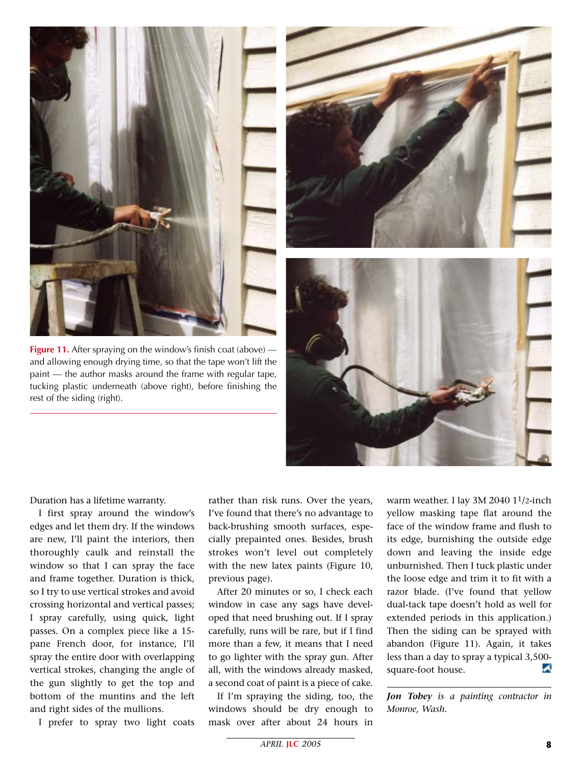**Figure 11.** After spraying on the window's finish coat (above) — and allowing enough drying time, so that the tape won't lift the paint — the author masks around the frame with regular tape, tucking plastic underneath (above right), before finishing the rest of the siding (right).

Duration has a lifetime warranty.

I first spray around the window's edges and let them dry. If the windows are new, I'll paint the interiors, then thoroughly caulk and reinstall the window so that I can spray the face and frame together. Duration is thick, so I try to use vertical strokes and avoid crossing horizontal and vertical passes; I spray carefully, using quick, light passes. On a complex piece like a 15-pane French door, for instance, I'll spray the entire door with overlapping vertical strokes, changing the angle of the gun slightly to get the top and bottom of the muntins and the left and right sides of the mullions.

I prefer to spray two light coats rather than risk runs. Over the years, I've found that there's no advantage to back-brushing smooth surfaces, especially prepainted ones. Besides, brush strokes won't level out completely with the new latex paints (Figure 10, previous page).

After 20 minutes or so, I check each window in case any sags have developed that need brushing out. If I spray carefully, runs will be rare, but if I find more than a few, it means that I need to go lighter with the spray gun. After all, with the windows already masked, a second coat of paint is a piece of cake.

If I'm spraying the siding, too, the windows should be dry enough to mask over after about 24 hours in warm weather. I lay 3M 2040 1½-inch yellow masking tape flat around the face of the window frame and flush to its edge, burnishing the outside edge down and leaving the inside edge unburnished. Then I tuck plastic under the loose edge and trim it to fit with a razor blade. (I've found that yellow dual-tack tape doesn't hold as well for extended periods in this application.) Then the siding can be sprayed with abandon (Figure 11). Again, it takes less than a day to spray a typical 3,500-square-foot house.

*__Jon Tobey__ is a painting contractor in Monroe, Wash.*